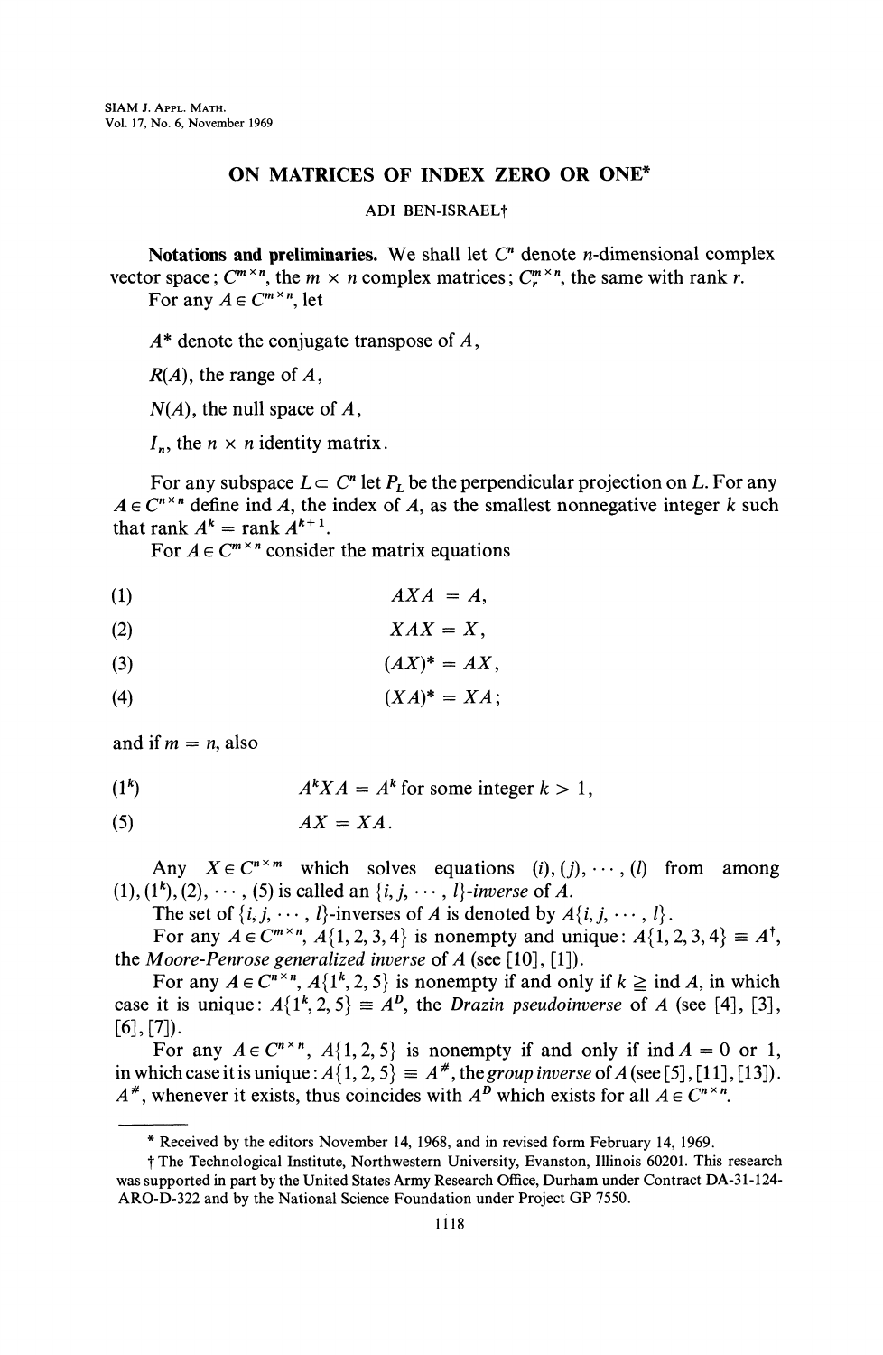# ON MATRICES OF INDEX ZERO OR ONE*

ADI BEN-ISRAEL†

**Notations and preliminaries.** We shall let $C^n$ denote $n$-dimensional complex vector space; $C^{m \times n}$, the $m \times n$ complex matrices; $C_r^{m \times n}$, the same with rank $r$.

For any $A \in C^{m \times n}$, let

$A^*$ denote the conjugate transpose of $A$,

$R(A)$, the range of $A$,

$N(A)$, the null space of $A$,

$I_n$, the $n \times n$ identity matrix.

For any subspace $L \subset C^n$ let $P_L$ be the perpendicular projection on $L$. For any $A \in C^{n \times n}$ define ind $A$, the index of $A$, as the smallest nonnegative integer $k$ such that rank $A^k = \text{rank } A^{k+1}$.

For $A \in C^{m \times n}$ consider the matrix equations

$$AXA = A, \tag{1}$$

$$XAX = X, \tag{2}$$

$$(AX)^* = AX, \tag{3}$$

$$(XA)^* = XA; \tag{4}$$

and if $m = n$, also

$$A^k XA = A^k \text{ for some integer } k > 1, \tag{$1^k$}$$

$$AX = XA. \tag{5}$$

Any $X \in C^{n \times m}$ which solves equations $(i), (j), \cdots, (l)$ from among $(1), (1^k), (2), \cdots, (5)$ is called an *$\{i, j, \cdots, l\}$-inverse* of $A$.

The set of $\{i, j, \cdots, l\}$-inverses of $A$ is denoted by $A\{i, j, \cdots, l\}$.

For any $A \in C^{m \times n}$, $A\{1, 2, 3, 4\}$ is nonempty and unique: $A\{1, 2, 3, 4\} \equiv A^\dagger$, the *Moore-Penrose generalized inverse* of $A$ (see [10], [1]).

For any $A \in C^{n \times n}$, $A\{1^k, 2, 5\}$ is nonempty if and only if $k \geqq \text{ind } A$, in which case it is unique: $A\{1^k, 2, 5\} \equiv A^D$, the *Drazin pseudoinverse* of $A$ (see [4], [3], [6], [7]).

For any $A \in C^{n \times n}$, $A\{1, 2, 5\}$ is nonempty if and only if ind $A = 0$ or 1, in which case it is unique: $A\{1, 2, 5\} \equiv A^\#$, the *group inverse* of $A$ (see [5], [11], [13]). $A^\#$, whenever it exists, thus coincides with $A^D$ which exists for all $A \in C^{n \times n}$.

---

* Received by the editors November 14, 1968, and in revised form February 14, 1969.

† The Technological Institute, Northwestern University, Evanston, Illinois 60201. This research was supported in part by the United States Army Research Office, Durham under Contract DA-31-124-ARO-D-322 and by the National Science Foundation under Project GP 7550.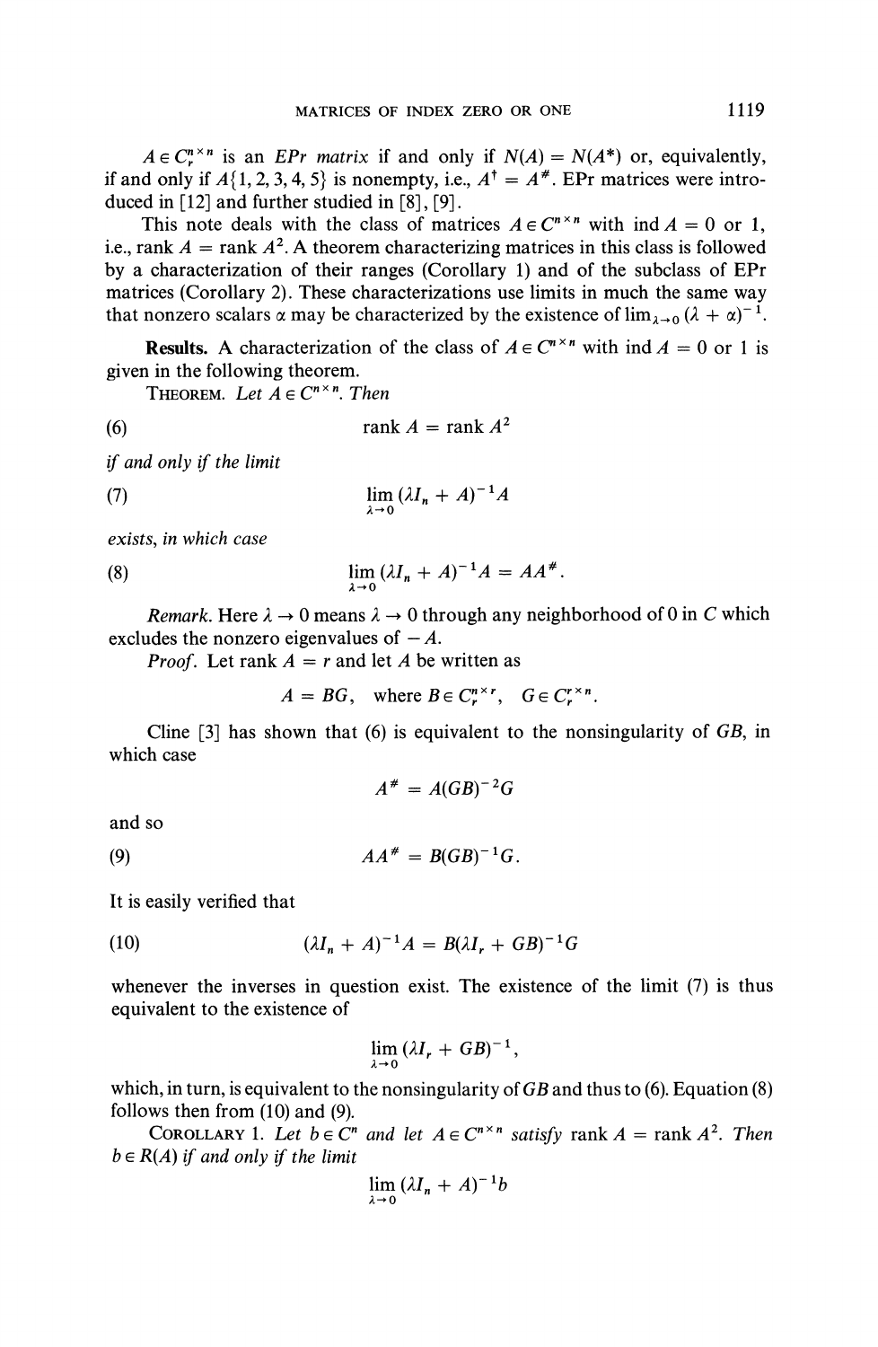$A \in C_r^{n \times n}$ is an *EPr matrix* if and only if $N(A) = N(A^*)$ or, equivalently, if and only if $A\{1, 2, 3, 4, 5\}$ is nonempty, i.e., $A^\dagger = A^\#$. EPr matrices were introduced in [12] and further studied in [8], [9].

This note deals with the class of matrices $A \in C^{n \times n}$ with ind $A = 0$ or 1, i.e., rank $A$ = rank $A^2$. A theorem characterizing matrices in this class is followed by a characterization of their ranges (Corollary 1) and of the subclass of EPr matrices (Corollary 2). These characterizations use limits in much the same way that nonzero scalars $\alpha$ may be characterized by the existence of $\lim_{\lambda \to 0} (\lambda + \alpha)^{-1}$.

**Results.** A characterization of the class of $A \in C^{n \times n}$ with ind $A = 0$ or 1 is given in the following theorem.

THEOREM. *Let $A \in C^{n \times n}$. Then*

$$\operatorname{rank} A = \operatorname{rank} A^2 \tag{6}$$

*if and only if the limit*

$$\lim_{\lambda \to 0} (\lambda I_n + A)^{-1} A \tag{7}$$

*exists, in which case*

$$\lim_{\lambda \to 0} (\lambda I_n + A)^{-1} A = AA^\#. \tag{8}$$

*Remark.* Here $\lambda \to 0$ means $\lambda \to 0$ through any neighborhood of 0 in $C$ which excludes the nonzero eigenvalues of $-A$.

*Proof.* Let rank $A = r$ and let $A$ be written as

$$A = BG, \quad \text{where } B \in C_r^{n \times r}, \quad G \in C_r^{r \times n}.$$

Cline [3] has shown that (6) is equivalent to the nonsingularity of $GB$, in which case

$$A^\# = A(GB)^{-2}G$$

and so

$$AA^\# = B(GB)^{-1}G. \tag{9}$$

It is easily verified that

$$(\lambda I_n + A)^{-1} A = B(\lambda I_r + GB)^{-1} G \tag{10}$$

whenever the inverses in question exist. The existence of the limit (7) is thus equivalent to the existence of

$$\lim_{\lambda \to 0} (\lambda I_r + GB)^{-1},$$

which, in turn, is equivalent to the nonsingularity of $GB$ and thus to (6). Equation (8) follows then from (10) and (9).

COROLLARY 1. *Let $b \in C^n$ and let $A \in C^{n \times n}$ satisfy* rank $A$ = rank $A^2$. *Then $b \in R(A)$ if and only if the limit*

$$\lim_{\lambda \to 0} (\lambda I_n + A)^{-1} b$$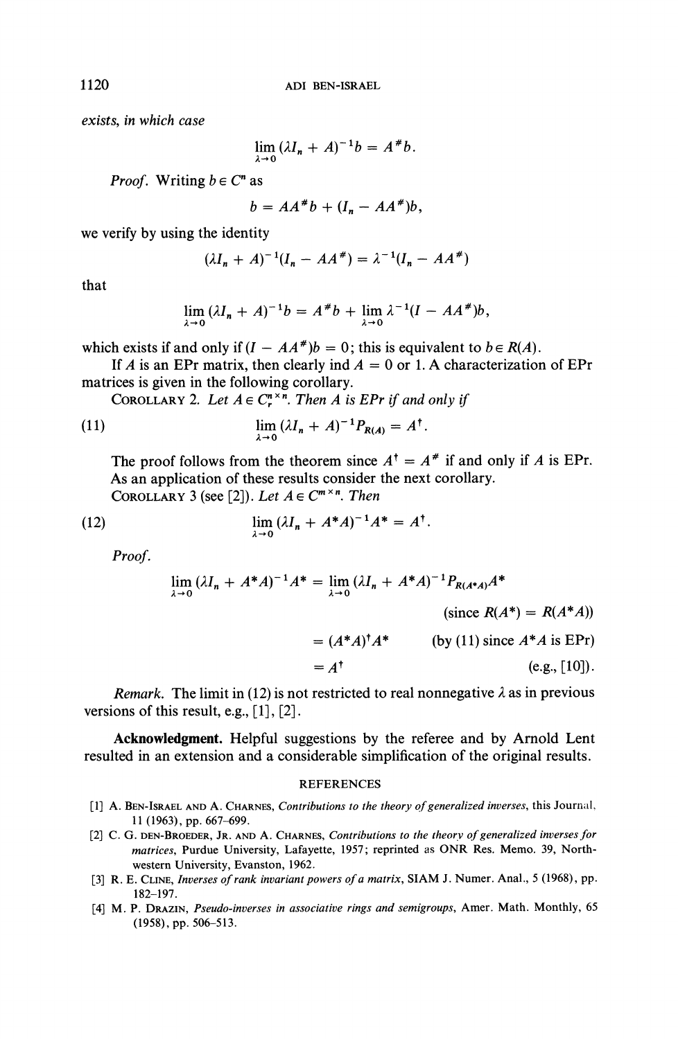*exists, in which case*

$$\lim_{\lambda \to 0} (\lambda I_n + A)^{-1} b = A^{\#} b.$$

*Proof.* Writing $b \in C^n$ as

$$b = AA^{\#} b + (I_n - AA^{\#}) b,$$

we verify by using the identity

$$(\lambda I_n + A)^{-1}(I_n - AA^{\#}) = \lambda^{-1}(I_n - AA^{\#})$$

that

$$\lim_{\lambda \to 0} (\lambda I_n + A)^{-1} b = A^{\#} b + \lim_{\lambda \to 0} \lambda^{-1}(I - AA^{\#}) b,$$

which exists if and only if $(I - AA^{\#})b = 0$; this is equivalent to $b \in R(A)$.

If $A$ is an EPr matrix, then clearly ind $A = 0$ or 1. A characterization of EPr matrices is given in the following corollary.

COROLLARY 2. *Let $A \in C_r^{n \times n}$. Then $A$ is EPr if and only if*

$$\lim_{\lambda \to 0} (\lambda I_n + A)^{-1} P_{R(A)} = A^{\dagger}. \tag{11}$$

The proof follows from the theorem since $A^{\dagger} = A^{\#}$ if and only if $A$ is EPr.

As an application of these results consider the next corollary.

COROLLARY 3 (see [2]). *Let $A \in C^{m \times n}$. Then*

$$\lim_{\lambda \to 0} (\lambda I_n + A^*A)^{-1} A^* = A^{\dagger}. \tag{12}$$

*Proof.*

$$\begin{aligned}
\lim_{\lambda \to 0} (\lambda I_n + A^*A)^{-1} A^* &= \lim_{\lambda \to 0} (\lambda I_n + A^*A)^{-1} P_{R(A^*A)} A^* \\
&\qquad \text{(since } R(A^*) = R(A^*A)) \\
&= (A^*A)^{\dagger} A^* \qquad \text{(by (11) since } A^*A \text{ is EPr)} \\
&= A^{\dagger} \qquad \text{(e.g., [10]).}
\end{aligned}$$

*Remark.* The limit in (12) is not restricted to real nonnegative $\lambda$ as in previous versions of this result, e.g., [1], [2].

**Acknowledgment.** Helpful suggestions by the referee and by Arnold Lent resulted in an extension and a considerable simplification of the original results.

## REFERENCES

[1] A. BEN-ISRAEL AND A. CHARNES, *Contributions to the theory of generalized inverses*, this Journal, 11 (1963), pp. 667–699.

[2] C. G. DEN-BROEDER, JR. AND A. CHARNES, *Contributions to the theory of generalized inverses for matrices*, Purdue University, Lafayette, 1957; reprinted as ONR Res. Memo. 39, Northwestern University, Evanston, 1962.

[3] R. E. CLINE, *Inverses of rank invariant powers of a matrix*, SIAM J. Numer. Anal., 5 (1968), pp. 182–197.

[4] M. P. DRAZIN, *Pseudo-inverses in associative rings and semigroups*, Amer. Math. Monthly, 65 (1958), pp. 506–513.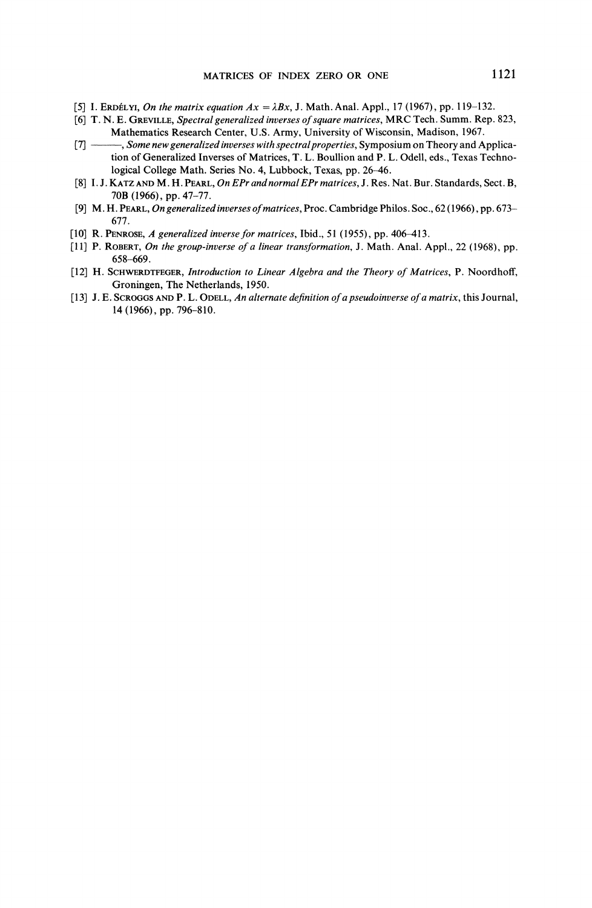[5] I. Erdélyi, *On the matrix equation* $Ax = \lambda Bx$, J. Math. Anal. Appl., 17 (1967), pp. 119–132.

[6] T. N. E. Greville, *Spectral generalized inverses of square matrices*, MRC Tech. Summ. Rep. 823, Mathematics Research Center, U.S. Army, University of Wisconsin, Madison, 1967.

[7] ———, *Some new generalized inverses with spectral properties*, Symposium on Theory and Application of Generalized Inverses of Matrices, T. L. Boullion and P. L. Odell, eds., Texas Technological College Math. Series No. 4, Lubbock, Texas, pp. 26–46.

[8] I. J. Katz and M. H. Pearl, *On EPr and normal EPr matrices*, J. Res. Nat. Bur. Standards, Sect. B, 70B (1966), pp. 47–77.

[9] M. H. Pearl, *On generalized inverses of matrices*, Proc. Cambridge Philos. Soc., 62 (1966), pp. 673–677.

[10] R. Penrose, *A generalized inverse for matrices*, Ibid., 51 (1955), pp. 406–413.

[11] P. Robert, *On the group-inverse of a linear transformation*, J. Math. Anal. Appl., 22 (1968), pp. 658–669.

[12] H. Schwerdtfeger, *Introduction to Linear Algebra and the Theory of Matrices*, P. Noordhoff, Groningen, The Netherlands, 1950.

[13] J. E. Scroggs and P. L. Odell, *An alternate definition of a pseudoinverse of a matrix*, this Journal, 14 (1966), pp. 796–810.